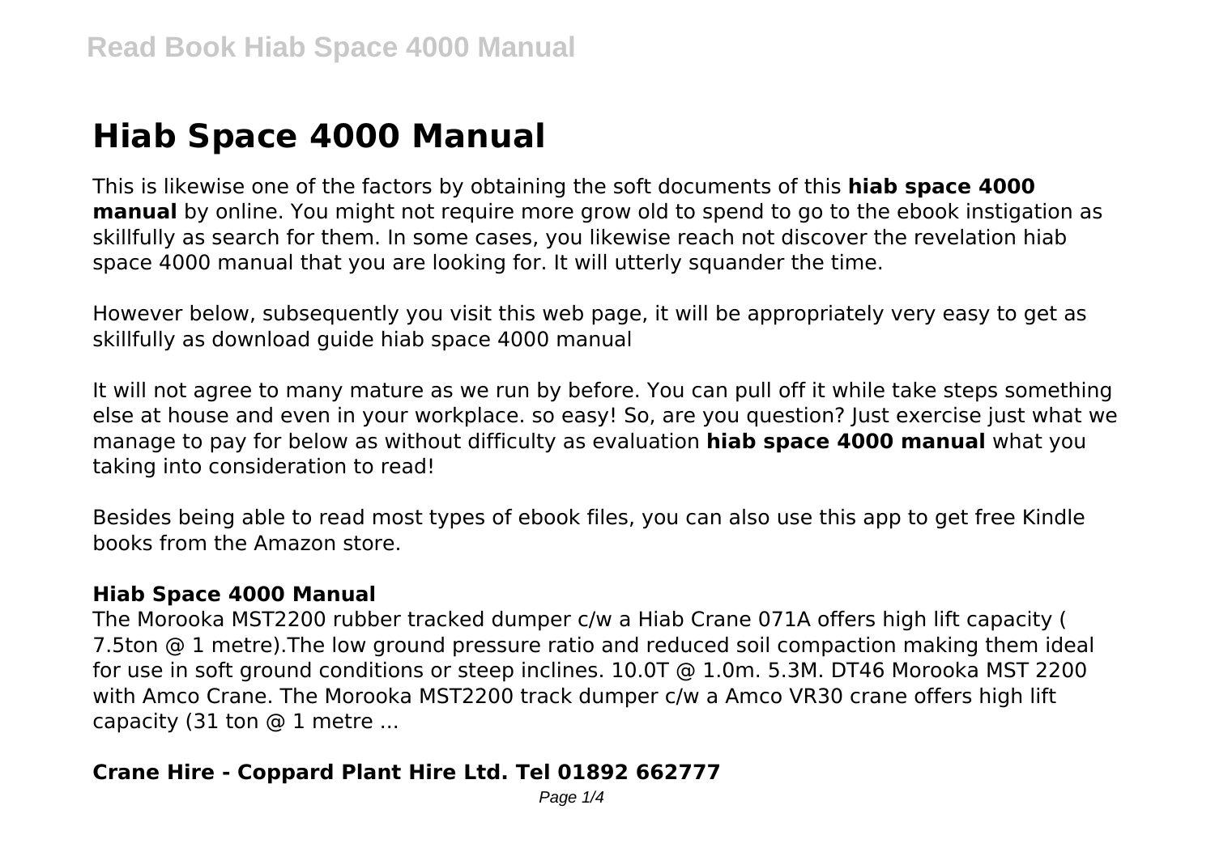# Hiab Space 4000 Manual

This is likewise one of the factors by obtaining the soft documents of this **hiab space 4000 manual** by online. You might not require more grow old to spend to go to the ebook instigation as skillfully as search for them. In some cases, you likewise reach not discover the revelation hiab space 4000 manual that you are looking for. It will utterly squander the time.

However below, subsequently you visit this web page, it will be appropriately very easy to get as skillfully as download guide hiab space 4000 manual

It will not agree to many mature as we run by before. You can pull off it while take steps something else at house and even in your workplace. so easy! So, are you question? Just exercise just what we manage to pay for below as without difficulty as evaluation **hiab space 4000 manual** what you taking into consideration to read!

Besides being able to read most types of ebook files, you can also use this app to get free Kindle books from the Amazon store.

### Hiab Space 4000 Manual

The Morooka MST2200 rubber tracked dumper c/w a Hiab Crane 071A offers high lift capacity ( 7.5ton @ 1 metre).The low ground pressure ratio and reduced soil compaction making them ideal for use in soft ground conditions or steep inclines. 10.0T @ 1.0m. 5.3M. DT46 Morooka MST 2200 with Amco Crane. The Morooka MST2200 track dumper c/w a Amco VR30 crane offers high lift capacity (31 ton @ 1 metre ...

### Crane Hire - Coppard Plant Hire Ltd. Tel 01892 662777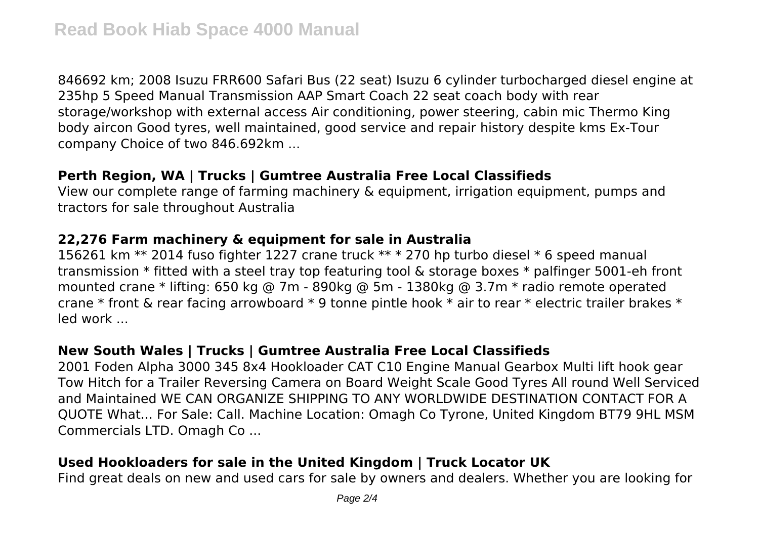846692 km; 2008 Isuzu FRR600 Safari Bus (22 seat) Isuzu 6 cylinder turbocharged diesel engine at 235hp 5 Speed Manual Transmission AAP Smart Coach 22 seat coach body with rear storage/workshop with external access Air conditioning, power steering, cabin mic Thermo King body aircon Good tyres, well maintained, good service and repair history despite kms Ex-Tour company Choice of two 846.692km ...

## Perth Region, WA | Trucks | Gumtree Australia Free Local Classifieds

View our complete range of farming machinery & equipment, irrigation equipment, pumps and tractors for sale throughout Australia

## 22,276 Farm machinery & equipment for sale in Australia

156261 km ** 2014 fuso fighter 1227 crane truck ** * 270 hp turbo diesel * 6 speed manual transmission * fitted with a steel tray top featuring tool & storage boxes * palfinger 5001-eh front mounted crane * lifting: 650 kg @ 7m - 890kg @ 5m - 1380kg @ 3.7m * radio remote operated crane * front & rear facing arrowboard * 9 tonne pintle hook * air to rear * electric trailer brakes * led work ...

## New South Wales | Trucks | Gumtree Australia Free Local Classifieds

2001 Foden Alpha 3000 345 8x4 Hookloader CAT C10 Engine Manual Gearbox Multi lift hook gear Tow Hitch for a Trailer Reversing Camera on Board Weight Scale Good Tyres All round Well Serviced and Maintained WE CAN ORGANIZE SHIPPING TO ANY WORLDWIDE DESTINATION CONTACT FOR A QUOTE What... For Sale: Call. Machine Location: Omagh Co Tyrone, United Kingdom BT79 9HL MSM Commercials LTD. Omagh Co ...

## Used Hookloaders for sale in the United Kingdom | Truck Locator UK

Find great deals on new and used cars for sale by owners and dealers. Whether you are looking for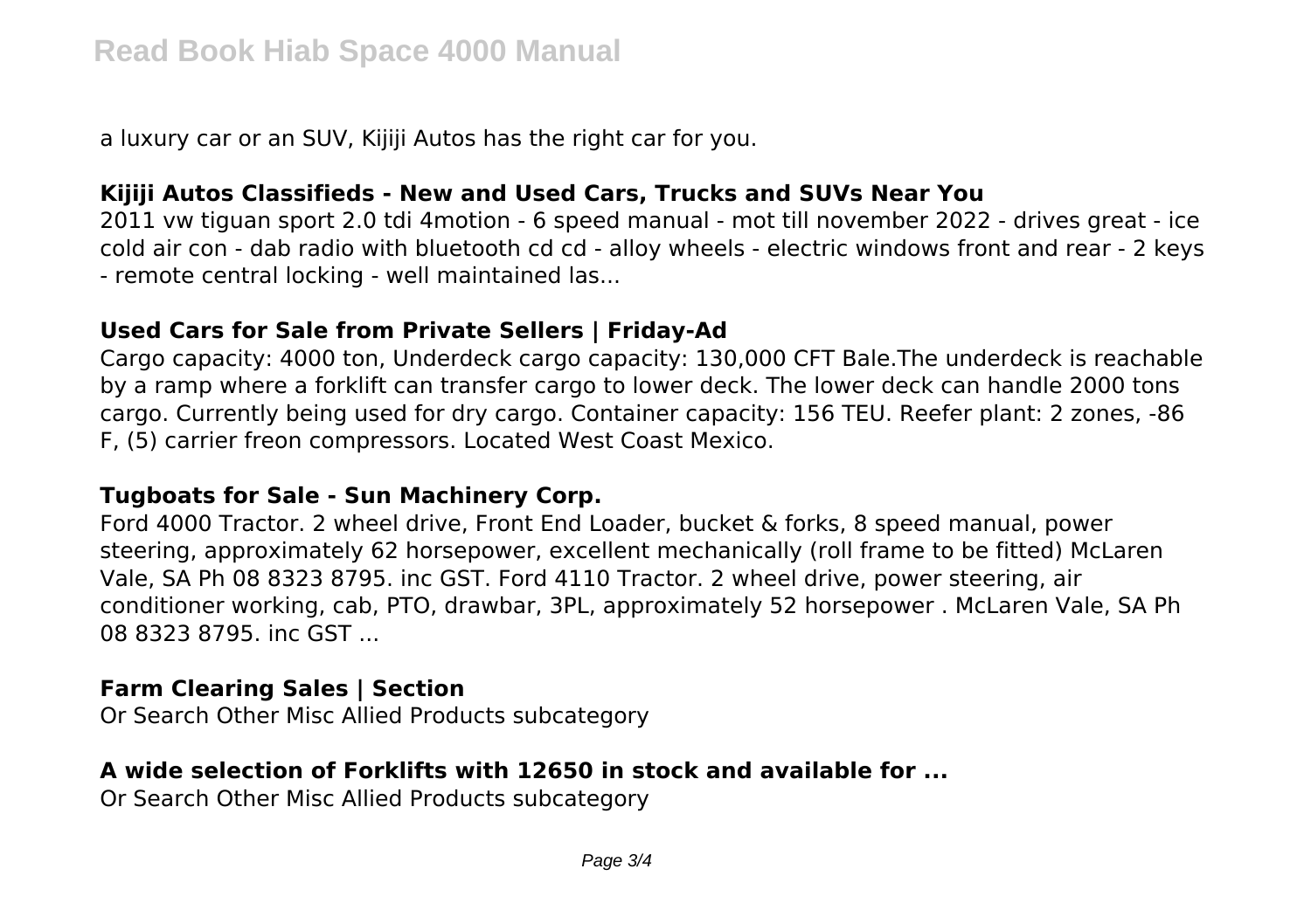a luxury car or an SUV, Kijiji Autos has the right car for you.

## Kijiji Autos Classifieds - New and Used Cars, Trucks and SUVs Near You

2011 vw tiguan sport 2.0 tdi 4motion - 6 speed manual - mot till november 2022 - drives great - ice cold air con - dab radio with bluetooth cd cd - alloy wheels - electric windows front and rear - 2 keys - remote central locking - well maintained las...

## Used Cars for Sale from Private Sellers | Friday-Ad

Cargo capacity: 4000 ton, Underdeck cargo capacity: 130,000 CFT Bale.The underdeck is reachable by a ramp where a forklift can transfer cargo to lower deck. The lower deck can handle 2000 tons cargo. Currently being used for dry cargo. Container capacity: 156 TEU. Reefer plant: 2 zones, -86 F, (5) carrier freon compressors. Located West Coast Mexico.

## Tugboats for Sale - Sun Machinery Corp.

Ford 4000 Tractor. 2 wheel drive, Front End Loader, bucket & forks, 8 speed manual, power steering, approximately 62 horsepower, excellent mechanically (roll frame to be fitted) McLaren Vale, SA Ph 08 8323 8795. inc GST. Ford 4110 Tractor. 2 wheel drive, power steering, air conditioner working, cab, PTO, drawbar, 3PL, approximately 52 horsepower . McLaren Vale, SA Ph 08 8323 8795. inc GST ...

## Farm Clearing Sales | Section

Or Search Other Misc Allied Products subcategory

## A wide selection of Forklifts with 12650 in stock and available for ...

Or Search Other Misc Allied Products subcategory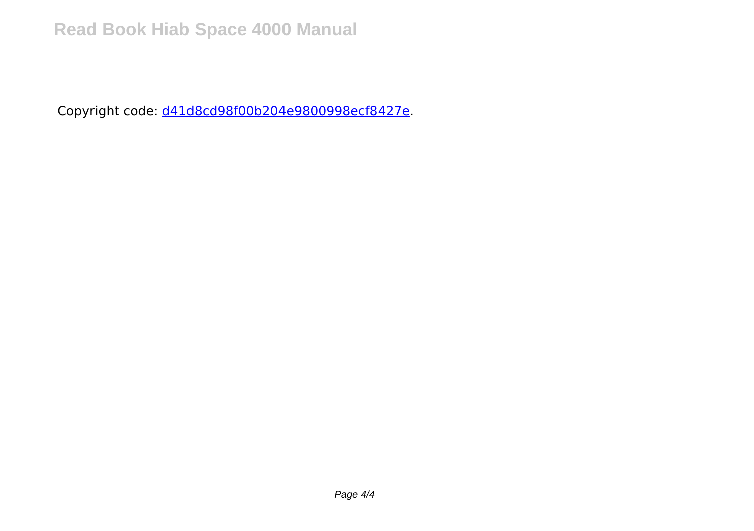Copyright code: [d41d8cd98f00b204e9800998ecf8427e](d41d8cd98f00b204e9800998ecf8427e).